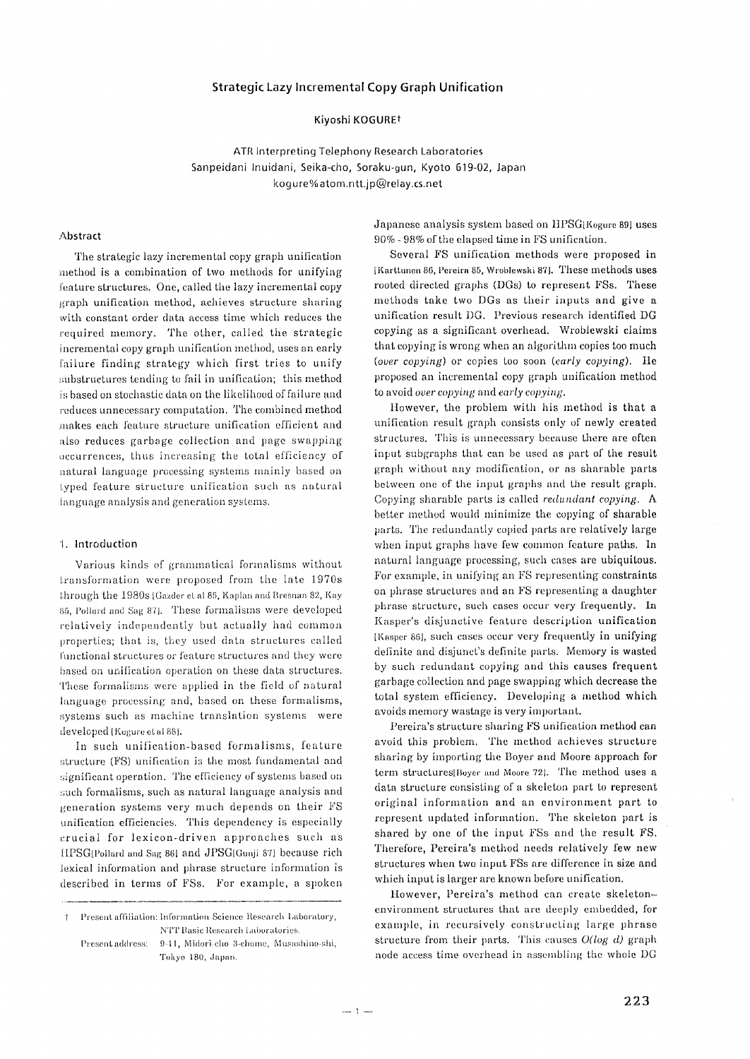# Strategic Lazy Incremental Copy Graph Unification

Kiyoshi KOGURE†

ATR Interpreting Telephony Research Laboratories
Sanpeidani Inuidani, Seika-cho, Soraku-gun, Kyoto 619-02, Japan
kogure%atom.ntt.jp@relay.cs.net

## Abstract

The strategic lazy incremental copy graph unification method is a combination of two methods for unifying feature structures. One, called the lazy incremental copy graph unification method, achieves structure sharing with constant order data access time which reduces the required memory. The other, called the strategic incremental copy graph unification method, uses an early failure finding strategy which first tries to unify substructures tending to fail in unification; this method is based on stochastic data on the likelihood of failure and reduces unnecessary computation. The combined method makes each feature structure unification efficient and also reduces garbage collection and page swapping occurrences, thus increasing the total efficiency of natural language processing systems mainly based on typed feature structure unification such as natural language analysis and generation systems.

## 1. Introduction

Various kinds of grammatical formalisms without transformation were proposed from the late 1970s through the 1980s [Gazder et al 85, Kaplan and Bresnan 82, Kay 85, Pollard and Sag 87]. These formalisms were developed relatively independently but actually had common properties; that is, they used data structures called functional structures or feature structures and they were based on unification operation on these data structures. These formalisms were applied in the field of natural language processing and, based on these formalisms, systems such as machine translation systems were developed [Kogure et al 88].

In such unification-based formalisms, feature structure (FS) unification is the most fundamental and significant operation. The efficiency of systems based on such formalisms, such as natural language analysis and generation systems very much depends on their FS unification efficiencies. This dependency is especially crucial for lexicon-driven approaches such as HPSG[Pollard and Sag 86] and JPSG[Gunji 87] because rich lexical information and phrase structure information is described in terms of FSs. For example, a spoken Japanese analysis system based on HPSG[Kogure 89] uses 90% - 98% of the elapsed time in FS unification.

Several FS unification methods were proposed in [Karttunen 86, Pereira 85, Wroblewski 87]. These methods uses rooted directed graphs (DGs) to represent FSs. These methods take two DGs as their inputs and give a unification result DG. Previous research identified DG copying as a significant overhead. Wroblewski claims that copying is wrong when an algorithm copies too much (*over copying*) or copies too soon (*early copying*). He proposed an incremental copy graph unification method to avoid *over copying* and *early copying*.

However, the problem with his method is that a unification result graph consists only of newly created structures. This is unnecessary because there are often input subgraphs that can be used as part of the result graph without any modification, or as sharable parts between one of the input graphs and the result graph. Copying sharable parts is called *redundant copying*. A better method would minimize the copying of sharable parts. The redundantly copied parts are relatively large when input graphs have few common feature paths. In natural language processing, such cases are ubiquitous. For example, in unifying an FS representing constraints on phrase structures and an FS representing a daughter phrase structure, such cases occur very frequently. In Kasper's disjunctive feature description unification [Kasper 86], such cases occur very frequently in unifying definite and disjunct's definite parts. Memory is wasted by such redundant copying and this causes frequent garbage collection and page swapping which decrease the total system efficiency. Developing a method which avoids memory wastage is very important.

Pereira's structure sharing FS unification method can avoid this problem. The method achieves structure sharing by importing the Boyer and Moore approach for term structures[Boyer and Moore 72]. The method uses a data structure consisting of a skeleton part to represent original information and an environment part to represent updated information. The skeleton part is shared by one of the input FSs and the result FS. Therefore, Pereira's method needs relatively few new structures when two input FSs are difference in size and which input is larger are known before unification.

However, Pereira's method can create skeleton-environment structures that are deeply embedded, for example, in recursively constructing large phrase structure from their parts. This causes $O(\log d)$ graph node access time overhead in assembling the whole DG

† Present affiliation: Information Science Research Laboratory, NTT Basic Research Laboratories.
Present address: 9-11, Midori-cho 3-chome, Musashino-shi, Tokyo 180, Japan.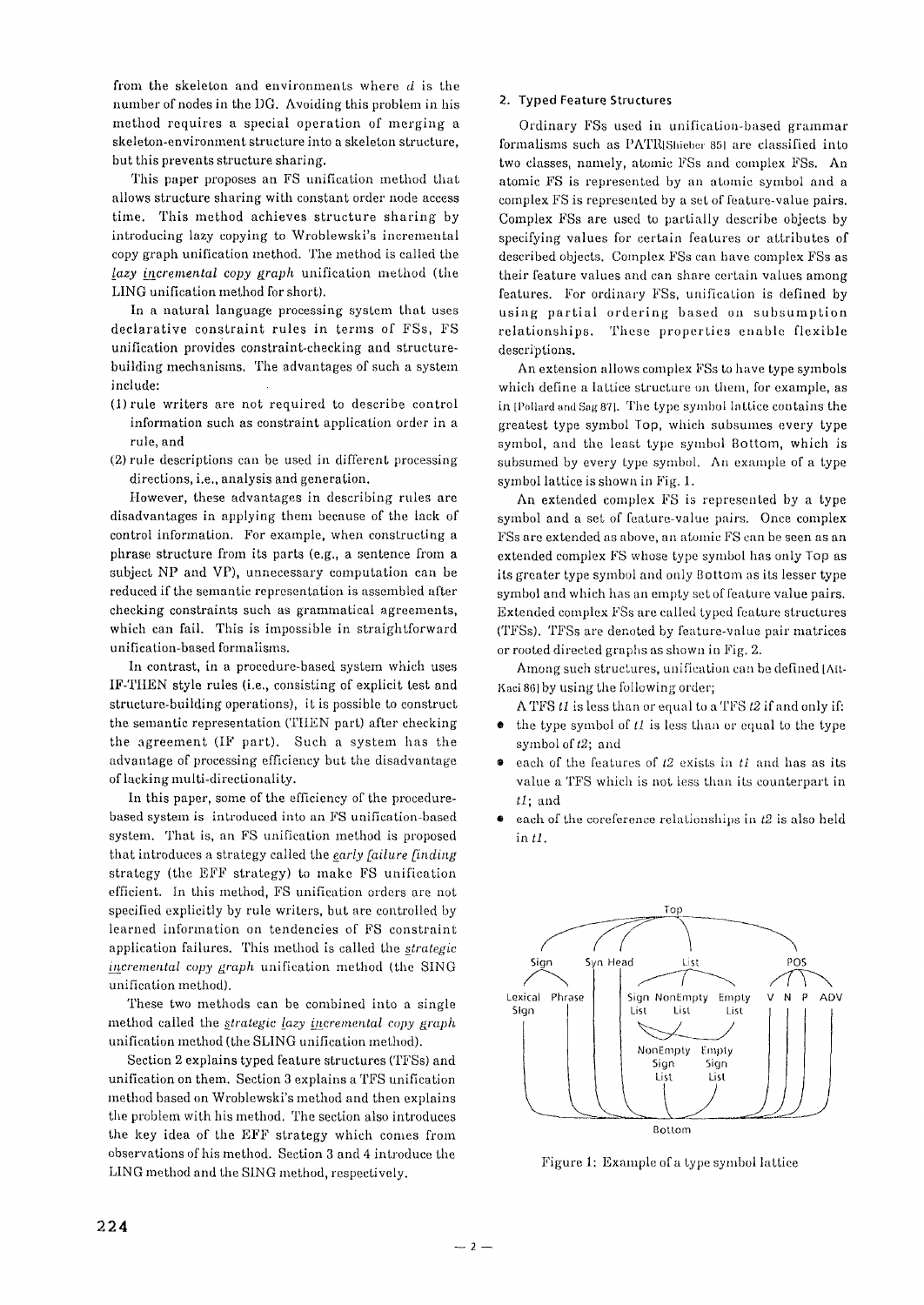from the skeleton and environments where $d$ is the number of nodes in the DG. Avoiding this problem in his method requires a special operation of merging a skeleton-environment structure into a skeleton structure, but this prevents structure sharing.

This paper proposes an FS unification method that allows structure sharing with constant order node access time. This method achieves structure sharing by introducing lazy copying to Wroblewski's incremental copy graph unification method. The method is called the *lazy incremental copy graph* unification method (the LING unification method for short).

In a natural language processing system that uses declarative constraint rules in terms of FSs, FS unification provides constraint-checking and structure-building mechanisms. The advantages of such a system include:

(1) rule writers are not required to describe control information such as constraint application order in a rule, and

(2) rule descriptions can be used in different processing directions, i.e., analysis and generation.

However, these advantages in describing rules are disadvantages in applying them because of the lack of control information. For example, when constructing a phrase structure from its parts (e.g., a sentence from a subject NP and VP), unnecessary computation can be reduced if the semantic representation is assembled after checking constraints such as grammatical agreements, which can fail. This is impossible in straightforward unification-based formalisms.

In contrast, in a procedure-based system which uses IF-THEN style rules (i.e., consisting of explicit test and structure-building operations), it is possible to construct the semantic representation (THEN part) after checking the agreement (IF part). Such a system has the advantage of processing efficiency but the disadvantage of lacking multi-directionality.

In this paper, some of the efficiency of the procedure-based system is introduced into an FS unification-based system. That is, an FS unification method is proposed that introduces a strategy called the *early failure finding* strategy (the EFF strategy) to make FS unification efficient. In this method, FS unification orders are not specified explicitly by rule writers, but are controlled by learned information on tendencies of FS constraint application failures. This method is called the *strategic incremental copy graph* unification method (the SING unification method).

These two methods can be combined into a single method called the *strategic lazy incremental copy graph* unification method (the SLING unification method).

Section 2 explains typed feature structures (TFSs) and unification on them. Section 3 explains a TFS unification method based on Wroblewski's method and then explains the problem with his method. The section also introduces the key idea of the EFF strategy which comes from observations of his method. Section 3 and 4 introduce the LING method and the SING method, respectively.

## 2. Typed Feature Structures

Ordinary FSs used in unification-based grammar formalisms such as PATR[Shieber 85] are classified into two classes, namely, atomic FSs and complex FSs. An atomic FS is represented by an atomic symbol and a complex FS is represented by a set of feature-value pairs. Complex FSs are used to partially describe objects by specifying values for certain features or attributes of described objects. Complex FSs can have complex FSs as their feature values and can share certain values among features. For ordinary FSs, unification is defined by using partial ordering based on subsumption relationships. These properties enable flexible descriptions.

An extension allows complex FSs to have type symbols which define a lattice structure on them, for example, as in [Pollard and Sag 87]. The type symbol lattice contains the greatest type symbol Top, which subsumes every type symbol, and the least type symbol Bottom, which is subsumed by every type symbol. An example of a type symbol lattice is shown in Fig. 1.

An extended complex FS is represented by a type symbol and a set of feature-value pairs. Once complex FSs are extended as above, an atomic FS can be seen as an extended complex FS whose type symbol has only Top as its greater type symbol and only Bottom as its lesser type symbol and which has an empty set of feature value pairs. Extended complex FSs are called typed feature structures (TFSs). TFSs are denoted by feature-value pair matrices or rooted directed graphs as shown in Fig. 2.

Among such structures, unification can be defined [Aït-Kaci 86] by using the following order;

A TFS $t1$ is less than or equal to a TFS $t2$ if and only if:

- the type symbol of $t1$ is less than or equal to the type symbol of $t2$; and
- each of the features of $t2$ exists in $t1$ and has as its value a TFS which is not less than its counterpart in $t1$; and
- each of the coreference relationships in $t2$ is also held in $t1$.

Figure 1: Example of a type symbol lattice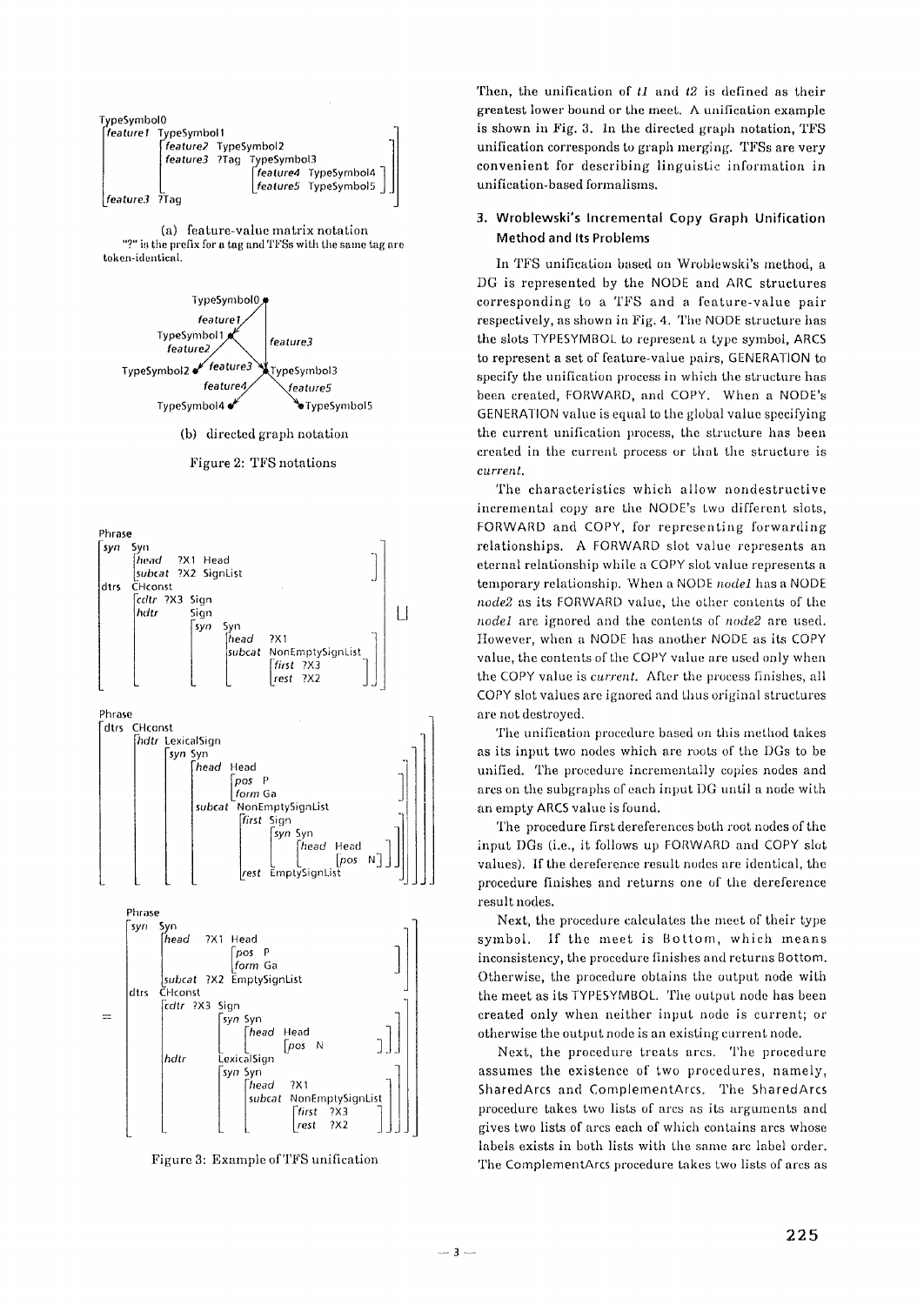```
TypeSymbol0
[feature1  TypeSymbol1
           [feature2  TypeSymbol2
            feature3  ?Tag  TypeSymbol3
                            [feature4  TypeSymbol4
                             feature5  TypeSymbol5 ]]
 feature3  ?Tag                                      ]
```

(a) feature-value matrix notation
"?" is the prefix for a tag and TFSs with the same tag are token-identical.

(b) directed graph notation

Figure 2: TFS notations

```
Phrase
[syn  Syn
      [head    ?X1 Head
       subcat  ?X2 SignList ]
 dtrs CHconst
      [cdtr  ?X3 Sign
       hdtr      Sign
                 [syn  Syn
                       [head    ?X1
                        subcat  NonEmptySignList
                                [first  ?X3
                                 rest   ?X2 ]]]]]
⊔
Phrase
[dtrs CHconst
      [hdtr LexicalSign
            [syn Syn
                 [head    Head
                          [pos   P
                           form  Ga ]
                  subcat  NonEmptySignList
                          [first  Sign
                                  [syn Syn
                                       [head Head
                                             [pos N]]]
                           rest   EmptySignList ]]]]]
=
Phrase
[syn  Syn
      [head    ?X1 Head
                   [pos   P
                    form  Ga ]
       subcat  ?X2 EmptySignList ]
 dtrs CHconst
      [cdtr  ?X3 Sign
                 [syn Syn
                      [head Head
                            [pos N ]]]
       hdtr      LexicalSign
                 [syn Syn
                      [head    ?X1
                       subcat  NonEmptySignList
                               [first  ?X3
                                rest   ?X2 ]]]]]
```

Figure 3: Example of TFS unification

Then, the unification of *t1* and *t2* is defined as their greatest lower bound or the meet. A unification example is shown in Fig. 3. In the directed graph notation, TFS unification corresponds to graph merging. TFSs are very convenient for describing linguistic information in unification-based formalisms.

## 3. Wroblewski's Incremental Copy Graph Unification Method and Its Problems

In TFS unification based on Wroblewski's method, a DG is represented by the NODE and ARC structures corresponding to a TFS and a feature-value pair respectively, as shown in Fig. 4. The NODE structure has the slots TYPESYMBOL to represent a type symbol, ARCS to represent a set of feature-value pairs, GENERATION to specify the unification process in which the structure has been created, FORWARD, and COPY. When a NODE's GENERATION value is equal to the global value specifying the current unification process, the structure has been created in the current process or that the structure is *current*.

The characteristics which allow nondestructive incremental copy are the NODE's two different slots, FORWARD and COPY, for representing forwarding relationships. A FORWARD slot value represents an eternal relationship while a COPY slot value represents a temporary relationship. When a NODE *node1* has a NODE *node2* as its FORWARD value, the other contents of the *node1* are ignored and the contents of *node2* are used. However, when a NODE has another NODE as its COPY value, the contents of the COPY value are used only when the COPY value is *current*. After the process finishes, all COPY slot values are ignored and thus original structures are not destroyed.

The unification procedure based on this method takes as its input two nodes which are roots of the DGs to be unified. The procedure incrementally copies nodes and arcs on the subgraphs of each input DG until a node with an empty ARCS value is found.

The procedure first dereferences both root nodes of the input DGs (i.e., it follows up FORWARD and COPY slot values). If the dereference result nodes are identical, the procedure finishes and returns one of the dereference result nodes.

Next, the procedure calculates the meet of their type symbol. If the meet is Bottom, which means inconsistency, the procedure finishes and returns Bottom. Otherwise, the procedure obtains the output node with the meet as its TYPESYMBOL. The output node has been created only when neither input node is current; or otherwise the output node is an existing current node.

Next, the procedure treats arcs. The procedure assumes the existence of two procedures, namely, SharedArcs and ComplementArcs. The SharedArcs procedure takes two lists of arcs as its arguments and gives two lists of arcs each of which contains arcs whose labels exists in both lists with the same arc label order. The ComplementArcs procedure takes two lists of arcs as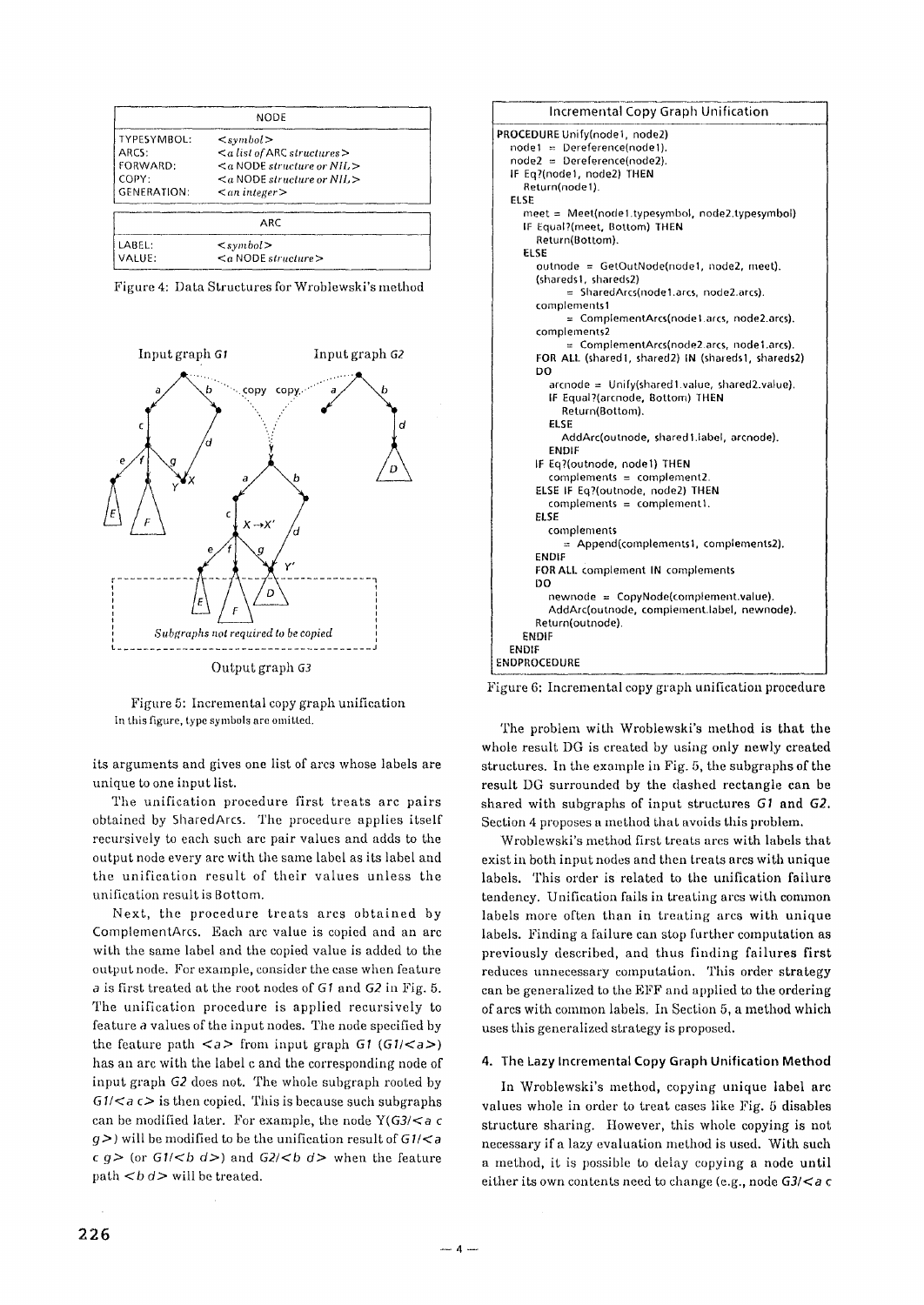| NODE | |
|---|---|
| TYPESYMBOL: | <*symbol*> |
| ARCS: | <*a list of* ARC *structures*> |
| FORWARD: | <*a* NODE *structure or NIL*> |
| COPY: | <*a* NODE *structure or NIL*> |
| GENERATION: | <*an integer*> |

| ARC | |
|---|---|
| LABEL: | <*symbol*> |
| VALUE: | <*a* NODE *structure*> |

Figure 4: Data Structures for Wroblewski's method

Figure 5: Incremental copy graph unification
In this figure, type symbols are omitted.

its arguments and gives one list of arcs whose labels are unique to one input list.

The unification procedure first treats arc pairs obtained by SharedArcs. The procedure applies itself recursively to each such arc pair values and adds to the output node every arc with the same label as its label and the unification result of their values unless the unification result is Bottom.

Next, the procedure treats arcs obtained by ComplementArcs. Each arc value is copied and an arc with the same label and the copied value is added to the output node. For example, consider the case when feature *a* is first treated at the root nodes of *G1* and *G2* in Fig. 5. The unification procedure is applied recursively to feature *a* values of the input nodes. The node specified by the feature path <*a*> from input graph *G1* (*G1*/<*a*>) has an arc with the label c and the corresponding node of input graph *G2* does not. The whole subgraph rooted by *G1*/<*a c*> is then copied. This is because such subgraphs can be modified later. For example, the node Y(*G3*/<*a c g*>) will be modified to be the unification result of *G1*/<*a c g*> (or *G1*/<*b d*>) and *G2*/<*b d*> when the feature path <*b d*> will be treated.

```
Incremental Copy Graph Unification

PROCEDURE Unify(node1, node2)
  node1 = Dereference(node1).
  node2 = Dereference(node2).
  IF Eq?(node1, node2) THEN
    Return(node1).
  ELSE
    meet = Meet(node1.typesymbol, node2.typesymbol)
    IF Equal?(meet, Bottom) THEN
      Return(Bottom).
    ELSE
      outnode = GetOutNode(node1, node2, meet).
      (shareds1, shareds2)
          = SharedArcs(node1.arcs, node2.arcs).
      complements1
          = ComplementArcs(node1.arcs, node2.arcs).
      complements2
          = ComplementArcs(node2.arcs, node1.arcs).
      FOR ALL (shared1, shared2) IN (shareds1, shareds2)
      DO
        arcnode = Unify(shared1.value, shared2.value).
        IF Equal?(arcnode, Bottom) THEN
          Return(Bottom).
        ELSE
          AddArc(outnode, shared1.label, arcnode).
        ENDIF
      IF Eq?(outnode, node1) THEN
        complements = complement2.
      ELSE IF Eq?(outnode, node2) THEN
        complements = complement1.
      ELSE
        complements
          = Append(complements1, complements2].
      ENDIF
      FOR ALL complement IN complements
      DO
        newnode = CopyNode(complement.value).
        AddArc(outnode, complement.label, newnode).
      Return(outnode).
    ENDIF
  ENDIF
ENDPROCEDURE
```

Figure 6: Incremental copy graph unification procedure

The problem with Wroblewski's method is that the whole result DG is created by using only newly created structures. In the example in Fig. 5, the subgraphs of the result DG surrounded by the dashed rectangle can be shared with subgraphs of input structures *G1* and *G2*. Section 4 proposes a method that avoids this problem.

Wroblewski's method first treats arcs with labels that exist in both input nodes and then treats arcs with unique labels. This order is related to the unification failure tendency. Unification fails in treating arcs with common labels more often than in treating arcs with unique labels. Finding a failure can stop further computation as previously described, and thus finding failures first reduces unnecessary computation. This order strategy can be generalized to the EFF and applied to the ordering of arcs with common labels. In Section 5, a method which uses this generalized strategy is proposed.

## 4. The Lazy Incremental Copy Graph Unification Method

In Wroblewski's method, copying unique label arc values whole in order to treat cases like Fig. 5 disables structure sharing. However, this whole copying is not necessary if a lazy evaluation method is used. With such a method, it is possible to delay copying a node until either its own contents need to change (e.g., node *G3*/<*a c*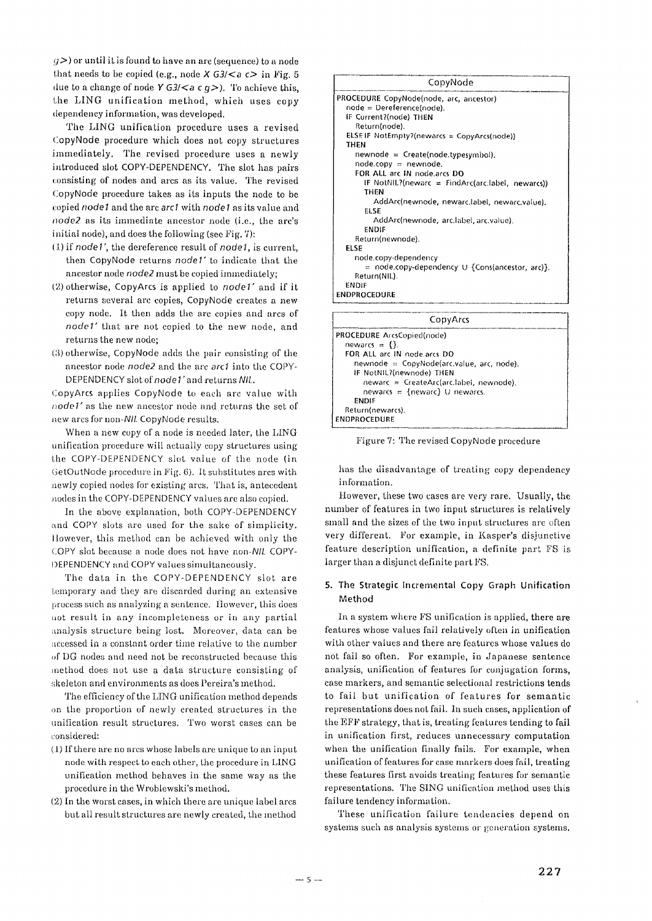$g$>) or until it is found to have an arc (sequence) to a node that needs to be copied (e.g., node *X G3/<a c>* in Fig. 5 due to a change of node *Y G3/<a c g>*). To achieve this, the LING unification method, which uses copy dependency information, was developed.

The LING unification procedure uses a revised CopyNode procedure which does not copy structures immediately. The revised procedure uses a newly introduced slot COPY-DEPENDENCY. The slot has pairs consisting of nodes and arcs as its value. The revised CopyNode procedure takes as its inputs the node to be copied *node1* and the arc *arc1* with *node1* as its value and *node2* as its immediate ancestor node (i.e., the arc's initial node), and does the following (see Fig. 7):

(1) if *node1'*, the dereference result of *node1*, is current, then CopyNode returns *node1'* to indicate that the ancestor node *node2* must be copied immediately;

(2) otherwise, CopyArcs is applied to *node1'* and if it returns several arc copies, CopyNode creates a new copy node. It then adds the arc copies and arcs of *node1'* that are not copied to the new node, and returns the new node;

(3) otherwise, CopyNode adds the pair consisting of the ancestor node *node2* and the arc *arc1* into the COPY-DEPENDENCY slot of *node1'* and returns *NIL*.

CopyArcs applies CopyNode to each arc value with *node1'* as the new ancestor node and returns the set of new arcs for non-*NIL* CopyNode results.

When a new copy of a node is needed later, the LING unification procedure will actually copy structures using the COPY-DEPENDENCY slot value of the node (in GetOutNode procedure in Fig. 6). It substitutes arcs with newly copied nodes for existing arcs. That is, antecedent nodes in the COPY-DEPENDENCY values are also copied.

In the above explanation, both COPY-DEPENDENCY and COPY slots are used for the sake of simplicity. However, this method can be achieved with only the COPY slot because a node does not have non-*NIL* COPY-DEPENDENCY and COPY values simultaneously.

The data in the COPY-DEPENDENCY slot are temporary and they are discarded during an extensive process such as analyzing a sentence. However, this does not result in any incompleteness or in any partial analysis structure being lost. Moreover, data can be accessed in a constant order time relative to the number of DG nodes and need not be reconstructed because this method does not use a data structure consisting of skeleton and environments as does Pereira's method.

The efficiency of the LING unification method depends on the proportion of newly created structures in the unification result structures. Two worst cases can be considered:

(1) If there are no arcs whose labels are unique to an input node with respect to each other, the procedure in LING unification method behaves in the same way as the procedure in the Wroblewski's method.

(2) In the worst cases, in which there are unique label arcs but all result structures are newly created, the method has the disadvantage of treating copy dependency information.

**CopyNode**

```
PROCEDURE CopyNode(node, arc, ancestor)
  node = Dereference(node).
  IF Current?(node) THEN
    Return(node).
  ELSEIF NotEmpty?(newarcs = CopyArcs(node))
  THEN
    newnode = Create(node.typesymbol).
    node.copy = newnode.
    FOR ALL arc IN node.arcs DO
      IF NotNIL?(newarc = FindArc(arc.label, newarcs))
      THEN
        AddArc(newnode, newarc.label, newarc.value).
      ELSE
        AddArc(newnode, arc.label, arc.value).
      ENDIF
    Return(newnode).
  ELSE
    node.copy-dependency
      = node.copy-dependency U {Cons(ancestor, arc)}.
    Return(NIL).
  ENDIF
ENDPROCEDURE
```

**CopyArcs**

```
PROCEDURE ArcsCopied(node)
  newarcs = {}.
  FOR ALL arc IN node.arcs DO
    newnode = CopyNode(arc.value, arc, node).
    IF NotNIL?(newnode) THEN
      newarc = CreateArc(arc.label, newnode).
      newarcs = {newarc} U newarcs.
    ENDIF
  Return(newarcs).
ENDPROCEDURE
```

Figure 7: The revised CopyNode procedure

However, these two cases are very rare. Usually, the number of features in two input structures is relatively small and the sizes of the two input structures are often very different. For example, in Kasper's disjunctive feature description unification, a definite part FS is larger than a disjunct definite part FS.

## 5. The Strategic Incremental Copy Graph Unification Method

In a system where FS unification is applied, there are features whose values fail relatively often in unification with other values and there are features whose values do not fail so often. For example, in Japanese sentence analysis, unification of features for conjugation forms, case markers, and semantic selectional restrictions tends to fail but unification of features for semantic representations does not fail. In such cases, application of the EFF strategy, that is, treating features tending to fail in unification first, reduces unnecessary computation when the unification finally fails. For example, when unification of features for case markers does fail, treating these features first avoids treating features for semantic representations. The SING unification method uses this failure tendency information.

These unification failure tendencies depend on systems such as analysis systems or generation systems.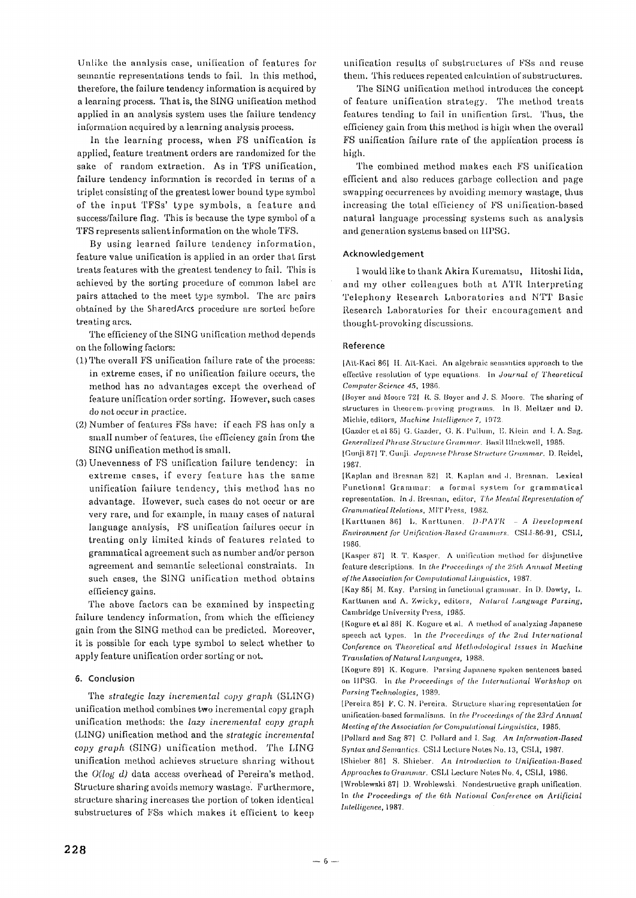Unlike the analysis case, unification of features for semantic representations tends to fail. In this method, therefore, the failure tendency information is acquired by a learning process. That is, the SING unification method applied in an analysis system uses the failure tendency information acquired by a learning analysis process.

In the learning process, when FS unification is applied, feature treatment orders are randomized for the sake of random extraction. As in TFS unification, failure tendency information is recorded in terms of a triplet consisting of the greatest lower bound type symbol of the input TFSs' type symbols, a feature and success/failure flag. This is because the type symbol of a TFS represents salient information on the whole TFS.

By using learned failure tendency information, feature value unification is applied in an order that first treats features with the greatest tendency to fail. This is achieved by the sorting procedure of common label arc pairs attached to the meet type symbol. The arc pairs obtained by the SharedArcs procedure are sorted before treating arcs.

The efficiency of the SING unification method depends on the following factors:

(1) The overall FS unification failure rate of the process: in extreme cases, if no unification failure occurs, the method has no advantages except the overhead of feature unification order sorting. However, such cases do not occur in practice.

(2) Number of features FSs have: if each FS has only a small number of features, the efficiency gain from the SING unification method is small.

(3) Unevenness of FS unification failure tendency: in extreme cases, if every feature has the same unification failure tendency, this method has no advantage. However, such cases do not occur or are very rare, and for example, in many cases of natural language analysis, FS unification failures occur in treating only limited kinds of features related to grammatical agreement such as number and/or person agreement and semantic selectional constraints. In such cases, the SING unification method obtains efficiency gains.

The above factors can be examined by inspecting failure tendency information, from which the efficiency gain from the SING method can be predicted. Moreover, it is possible for each type symbol to select whether to apply feature unification order sorting or not.

## 6. Conclusion

The *strategic lazy incremental copy graph* (SLING) unification method combines two incremental copy graph unification methods: the *lazy incremental copy graph* (LING) unification method and the *strategic incremental copy graph* (SING) unification method. The LING unification method achieves structure sharing without the *O(log d)* data access overhead of Pereira's method. Structure sharing avoids memory wastage. Furthermore, structure sharing increases the portion of token identical substructures of FSs which makes it efficient to keep unification results of substructures of FSs and reuse them. This reduces repeated calculation of substructures.

The SING unification method introduces the concept of feature unification strategy. The method treats features tending to fail in unification first. Thus, the efficiency gain from this method is high when the overall FS unification failure rate of the application process is high.

The combined method makes each FS unification efficient and also reduces garbage collection and page swapping occurrences by avoiding memory wastage, thus increasing the total efficiency of FS unification-based natural language processing systems such as analysis and generation systems based on HPSG.

### Acknowledgement

I would like to thank Akira Kurematsu, Hitoshi Iida, and my other colleagues both at ATR Interpreting Telephony Research Laboratories and NTT Basic Research Laboratories for their encouragement and thought-provoking discussions.

### Reference

[Aït-Kaci 86] H. Aït-Kaci. An algebraic semantics approach to the effective resolution of type equations. In *Journal of Theoretical Computer Science 45*, 1986.

[Boyer and Moore 72] R. S. Boyer and J. S. Moore. The sharing of structures in theorem-proving programs. In B. Meltzer and D. Michie, editors, *Machine Intelligence 7*, 1972.

[Gazder et al 85] G. Gazder, G. K. Pullum, E. Klein and I. A. Sag. *Generalized Phrase Structure Grammar*. Basil Blackwell, 1985.

[Gunji 87] T. Gunji. *Japanese Phrase Structure Grammar*. D. Reidel, 1987.

[Kaplan and Bresnan 82] R. Kaplan and J. Bresnan. Lexical Functional Grammar: a formal system for grammatical representation. In J. Bresnan, editor, *The Mental Representation of Grammatical Relations*, MIT Press, 1982.

[Karttunen 86] L. Karttunen. *D-PATR - A Development Environment for Unification-Based Grammars*. CSLI-86-91, CSLI, 1986.

[Kasper 87] R. T. Kasper. A unification method for disjunctive feature descriptions. In *the Proceedings of the 25th Annual Meeting of the Association for Computational Linguistics*, 1987.

[Kay 85] M. Kay. Parsing in functional grammar. In D. Dowty, L. Karttunen and A. Zwicky, editors, *Natural Language Parsing*, Cambridge University Press, 1985.

[Kogure et al 88] K. Kogure et al. A method of analyzing Japanese speech act types. In *the Proceedings of the 2nd International Conference on Theoretical and Methodological Issues in Machine Translation of Natural Languages*, 1988.

[Kogure 89] K. Kogure. Parsing Japanese spoken sentences based on HPSG. In *the Proceedings of the International Workshop on Parsing Technologies*, 1989.

[Pereira 85] F. C. N. Pereira. Structure sharing representation for unification-based formalisms. In *the Proceedings of the 23rd Annual Meeting of the Association for Computational Linguistics*, 1985.

[Pollard and Sag 87] C. Pollard and I. Sag. *An Information-Based Syntax and Semantics*. CSLI Lecture Notes No. 13, CSLI, 1987.

[Shieber 86] S. Shieber. *An Introduction to Unification-Based Approaches to Grammar*. CSLI Lecture Notes No. 4, CSLI, 1986.

[Wroblewski 87] D. Wroblewski. Nondestructive graph unification. In *the Proceedings of the 6th National Conference on Artificial Intelligence*, 1987.